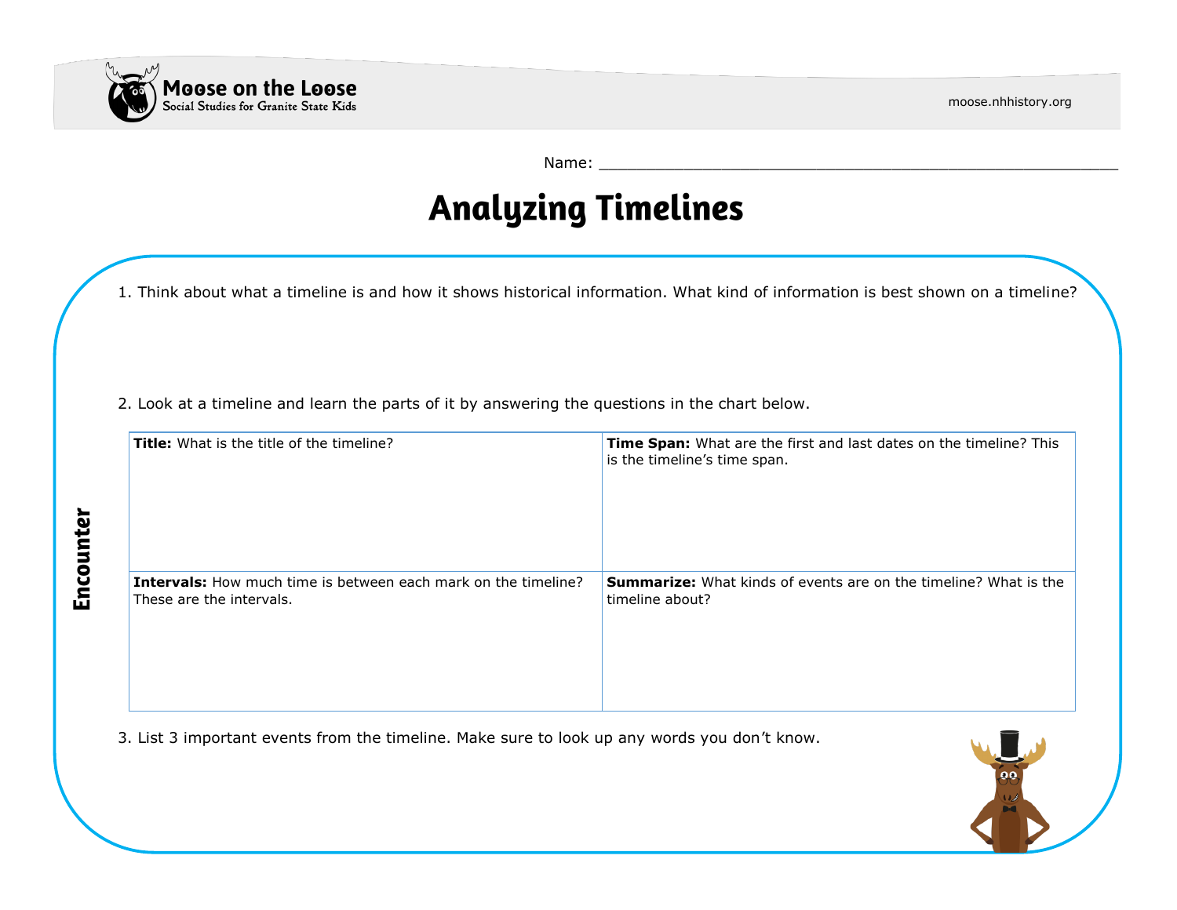Moose on the Loose
Social Studies for Granite State Kids

moose.nhhistory.org

Name: ________________________________________________

# Analyzing Timelines

## Encounter

1. Think about what a timeline is and how it shows historical information. What kind of information is best shown on a timeline?

2. Look at a timeline and learn the parts of it by answering the questions in the chart below.

| **Title:** What is the title of the timeline? | **Time Span:** What are the first and last dates on the timeline? This is the timeline's time span. |
|---|---|
| **Intervals:** How much time is between each mark on the timeline? These are the intervals. | **Summarize:** What kinds of events are on the timeline? What is the timeline about? |

3. List 3 important events from the timeline. Make sure to look up any words you don't know.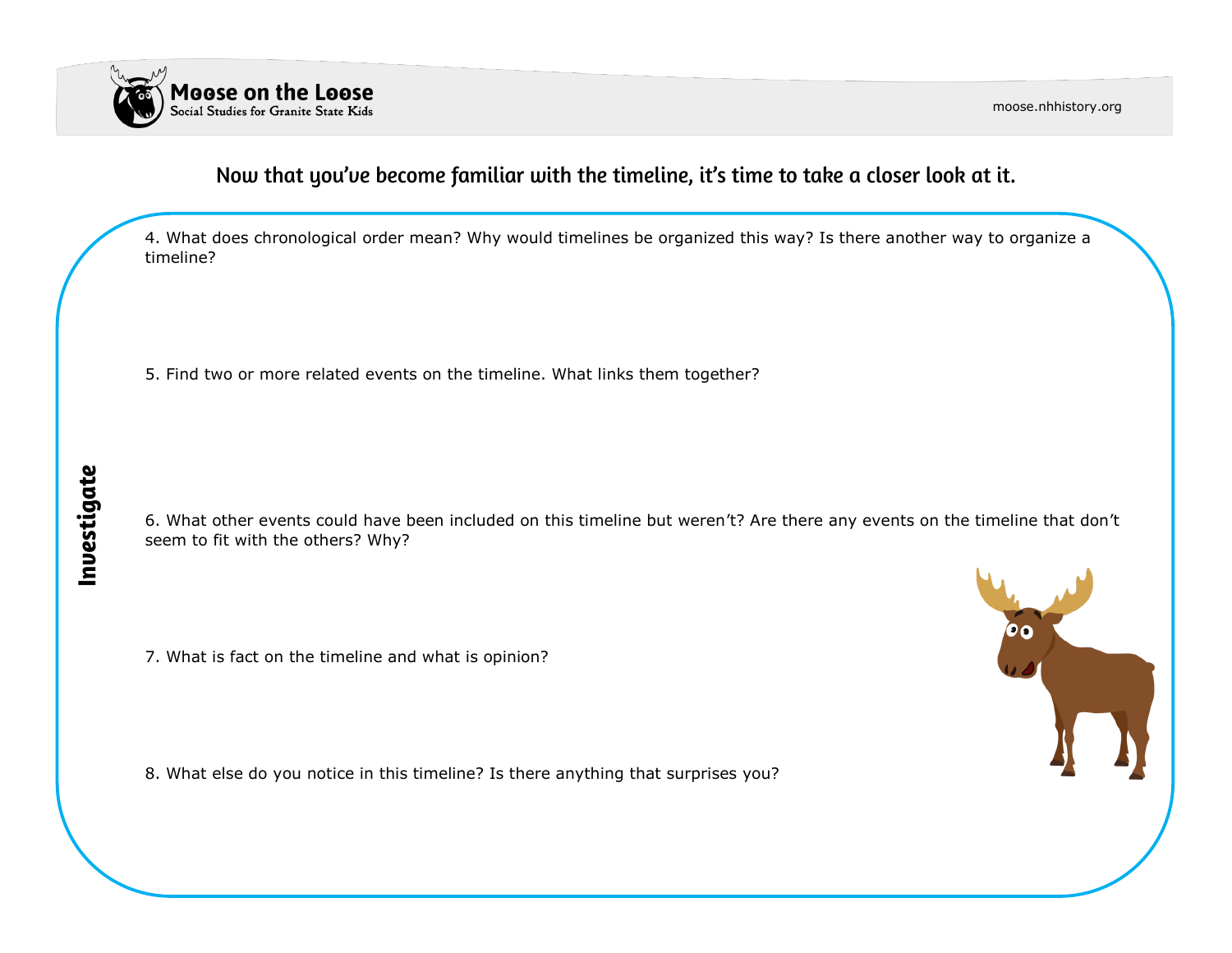Now that you've become familiar with the timeline, it's time to take a closer look at it.

## Investigate

4. What does chronological order mean? Why would timelines be organized this way? Is there another way to organize a timeline?

5. Find two or more related events on the timeline. What links them together?

6. What other events could have been included on this timeline but weren't? Are there any events on the timeline that don't seem to fit with the others? Why?

7. What is fact on the timeline and what is opinion?

8. What else do you notice in this timeline? Is there anything that surprises you?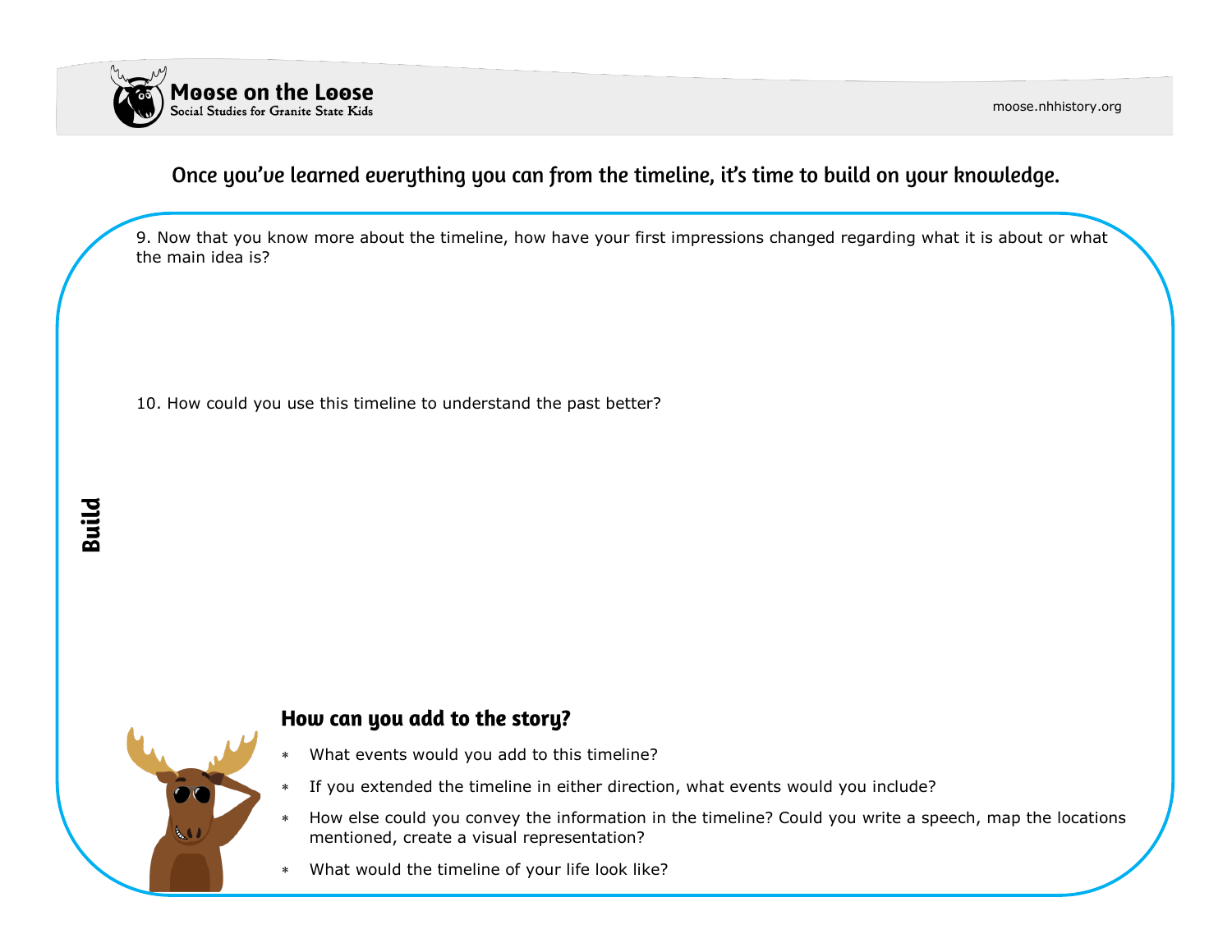Once you've learned everything you can from the timeline, it's time to build on your knowledge.

**Build**

9. Now that you know more about the timeline, how have your first impressions changed regarding what it is about or what the main idea is?

10. How could you use this timeline to understand the past better?

### How can you add to the story?

* What events would you add to this timeline?
* If you extended the timeline in either direction, what events would you include?
* How else could you convey the information in the timeline? Could you write a speech, map the locations mentioned, create a visual representation?
* What would the timeline of your life look like?